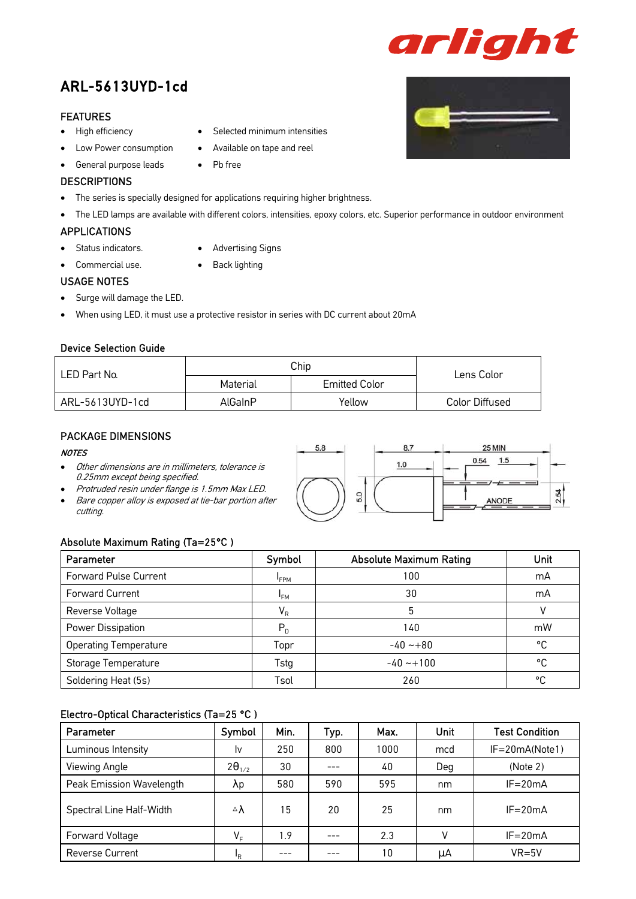# ARL-5613UYD-1cd

## FEATURES

- High efficiency
- Low Power consumption
- General purpose leads
- Selected minimum intensities
- Available on tape and reel
- Pb free

## DESCRIPTIONS

- The series is specially designed for applications requiring higher brightness.
- The LED lamps are available with different colors, intensities, epoxy colors, etc. Superior performance in outdoor environment

## APPLICATIONS

- Status indicators.
- Commercial use.
- Advertising Signs
- Back lighting

## USAGE NOTES

- Surge will damage the LED.
- When using LED, it must use a protective resistor in series with DC current about 20mA

### Device Selection Guide

| LED Part No. | Chip | | Lens Color |
|---|---|---|---|
| | Material | Emitted Color | |
| ARL-5613UYD-1cd | AlGaInP | Yellow | Color Diffused |

## PACKAGE DIMENSIONS

***NOTES***

- *Other dimensions are in millimeters, tolerance is 0.25mm except being specified.*
- *Protruded resin under flange is 1.5mm Max LED.*
- *Bare copper alloy is exposed at tie-bar portion after cutting.*

### Absolute Maximum Rating (Ta=25°C )

| Parameter | Symbol | Absolute Maximum Rating | Unit |
|---|---|---|---|
| Forward Pulse Current | $I_{FPM}$ | 100 | mA |
| Forward Current | $I_{FM}$ | 30 | mA |
| Reverse Voltage | $V_R$ | 5 | V |
| Power Dissipation | $P_D$ | 140 | mW |
| Operating Temperature | Topr | -40 ~+80 | °C |
| Storage Temperature | Tstg | -40 ~+100 | °C |
| Soldering Heat (5s) | Tsol | 260 | °C |

### Electro-Optical Characteristics (Ta=25 °C )

| Parameter | Symbol | Min. | Typ. | Max. | Unit | Test Condition |
|---|---|---|---|---|---|---|
| Luminous Intensity | Iv | 250 | 800 | 1000 | mcd | IF=20mA(Note1) |
| Viewing Angle | $2\theta_{1/2}$ | 30 | --- | 40 | Deg | (Note 2) |
| Peak Emission Wavelength | $\lambda p$ | 580 | 590 | 595 | nm | IF=20mA |
| Spectral Line Half-Width | $\Delta\lambda$ | 15 | 20 | 25 | nm | IF=20mA |
| Forward Voltage | $V_F$ | 1.9 | --- | 2.3 | V | IF=20mA |
| Reverse Current | $I_R$ | --- | --- | 10 | µA | VR=5V |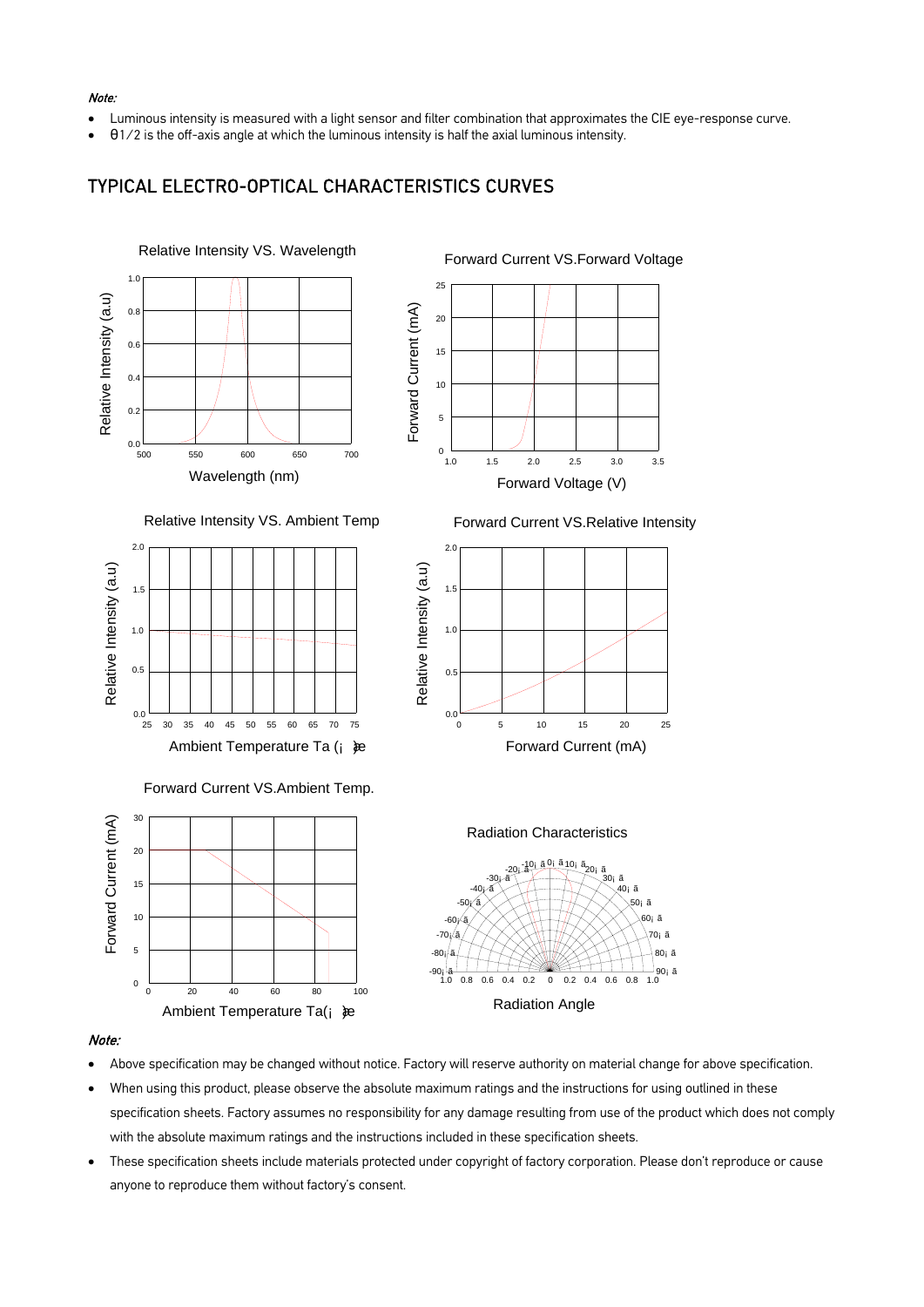***Note:***

- Luminous intensity is measured with a light sensor and filter combination that approximates the CIE eye-response curve.
- θ1/2 is the off-axis angle at which the luminous intensity is half the axial luminous intensity.

## TYPICAL ELECTRO-OPTICAL CHARACTERISTICS CURVES

Relative Intensity VS. Wavelength

Relative Intensity (a.u)

1.0
0.8
0.6
0.4
0.2
0.0

500 550 600 650 700

Wavelength (nm)

Forward Current VS.Forward Voltage

Forward Current (mA)

25
20
15
10
5
0

1.0 1.5 2.0 2.5 3.0 3.5

Forward Voltage (V)

Relative Intensity VS. Ambient Temp

Relative Intensity (a.u)

2.0
1.5
1.0
0.5
0.0

25 30 35 40 45 50 55 60 65 70 75

Ambient Temperature Ta (¡ æ

Forward Current VS.Relative Intensity

Relative Intensity (a.u)

2.0
1.5
1.0
0.5
0.0

0 5 10 15 20 25

Forward Current (mA)

Forward Current VS.Ambient Temp.

Forward Current (mA)

30
20
15
10
5
0

0 20 40 60 80 100

Ambient Temperature Ta(¡ æ

Radiation Characteristics

-90¡ ã -80¡ ã -70¡ ã -60¡ ã -50¡ ã -40¡ ã -30¡ ã -20¡ ã -10¡ ã 0¡ ã 10¡ ã 20¡ ã 30¡ ã 40¡ ã 50¡ ã 60¡ ã 70¡ ã 80¡ ã 90¡ ã

1.0 0.8 0.6 0.4 0.2 0 0.2 0.4 0.6 0.8 1.0

Radiation Angle

***Note:***

- Above specification may be changed without notice. Factory will reserve authority on material change for above specification.
- When using this product, please observe the absolute maximum ratings and the instructions for using outlined in these specification sheets. Factory assumes no responsibility for any damage resulting from use of the product which does not comply with the absolute maximum ratings and the instructions included in these specification sheets.
- These specification sheets include materials protected under copyright of factory corporation. Please don't reproduce or cause anyone to reproduce them without factory's consent.